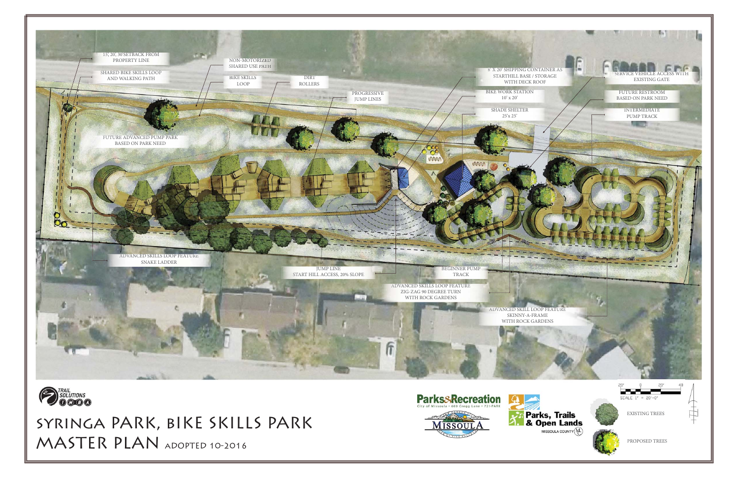# SYRINGA PARK, BIKE SKILLS PARK MASTER PLAN

ADOPTED 10-2016

- 15', 20', 30' SETBACK FROM PROPERTY LINE
- SHARED BIKE SKILLS LOOP AND WALKING PATH
- NON-MOTORIZED SHARED USE PATH
- BIKE SKILLS LOOP
- DIRT ROLLERS
- PROGRESSIVE JUMP LINES
- 8' X 20' SHIPPING CONTAINER AS STARTHILL BASE / STORAGE WITH DECK ROOF
- BIKE WORK STATION 10' x 20'
- SHADE SHELTER 25'x 25'
- SERVICE VEHICLE ACCESS WITH EXISTING GATE
- FUTURE RESTROOM BASED ON PARK NEED
- INTERMEDIATE PUMP TRACK
- FUTURE ADVANCED PUMP PARK BASED ON PARK NEED
- ADVANCED SKILLS LOOP FEATURE SNAKE LADDER
- JUMP LINE START HILL ACCESS, 20% SLOPE
- BEGINNER PUMP TRACK
- ADVANCED SKILLS LOOP FEATURE ZIG-ZAG 90 DEGREE TURN WITH ROCK GARDENS
- ADVANCED SKILL LOOP FEATURE SKINNY-A-FRAME WITH ROCK GARDENS

SCALE 1" = 20'-0"

EXISTING TREES

PROPOSED TREES

TRAIL SOLUTIONS IMBA

Parks&Recreation City of Missoula • 600 Cregg Lane • 721-PARK

MISSOULA

Parks, Trails & Open Lands MISSOULA COUNTY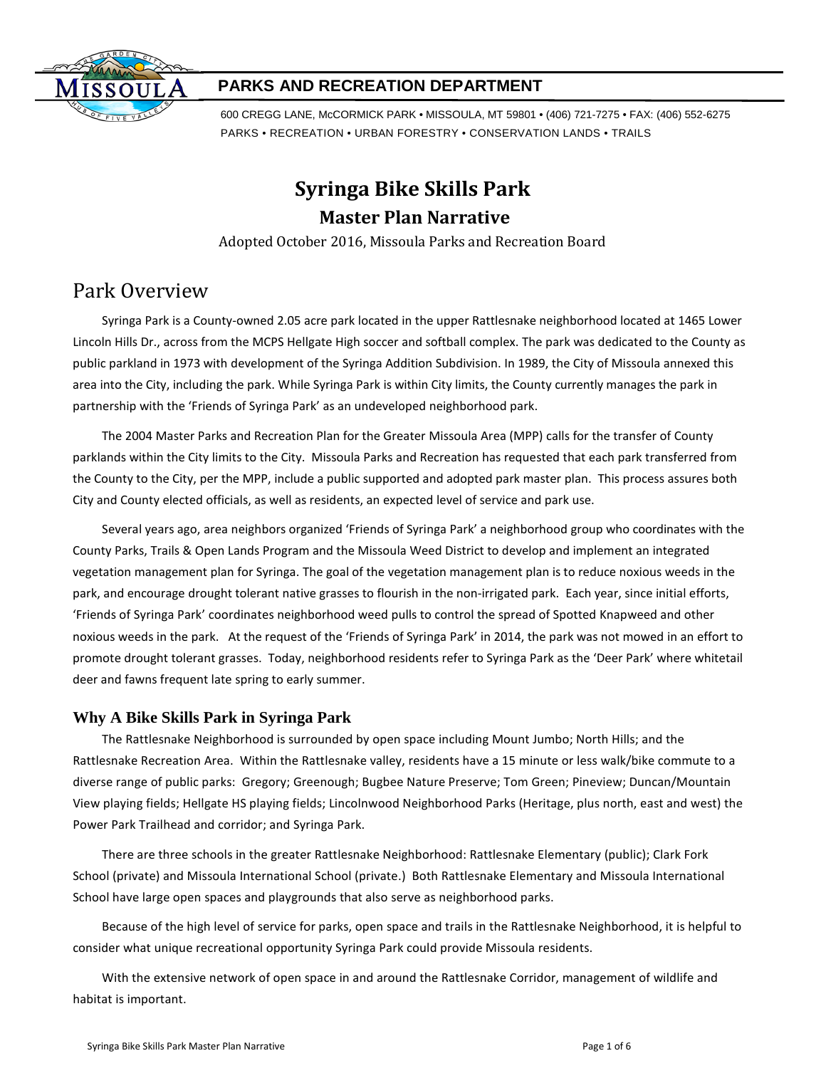**PARKS AND RECREATION DEPARTMENT**

600 CREGG LANE, McCORMICK PARK • MISSOULA, MT 59801 • (406) 721-7275 • FAX: (406) 552-6275
PARKS • RECREATION • URBAN FORESTRY • CONSERVATION LANDS • TRAILS

# Syringa Bike Skills Park

## Master Plan Narrative

Adopted October 2016, Missoula Parks and Recreation Board

## Park Overview

Syringa Park is a County-owned 2.05 acre park located in the upper Rattlesnake neighborhood located at 1465 Lower Lincoln Hills Dr., across from the MCPS Hellgate High soccer and softball complex. The park was dedicated to the County as public parkland in 1973 with development of the Syringa Addition Subdivision. In 1989, the City of Missoula annexed this area into the City, including the park. While Syringa Park is within City limits, the County currently manages the park in partnership with the 'Friends of Syringa Park' as an undeveloped neighborhood park.

The 2004 Master Parks and Recreation Plan for the Greater Missoula Area (MPP) calls for the transfer of County parklands within the City limits to the City. Missoula Parks and Recreation has requested that each park transferred from the County to the City, per the MPP, include a public supported and adopted park master plan. This process assures both City and County elected officials, as well as residents, an expected level of service and park use.

Several years ago, area neighbors organized 'Friends of Syringa Park' a neighborhood group who coordinates with the County Parks, Trails & Open Lands Program and the Missoula Weed District to develop and implement an integrated vegetation management plan for Syringa. The goal of the vegetation management plan is to reduce noxious weeds in the park, and encourage drought tolerant native grasses to flourish in the non-irrigated park. Each year, since initial efforts, 'Friends of Syringa Park' coordinates neighborhood weed pulls to control the spread of Spotted Knapweed and other noxious weeds in the park. At the request of the 'Friends of Syringa Park' in 2014, the park was not mowed in an effort to promote drought tolerant grasses. Today, neighborhood residents refer to Syringa Park as the 'Deer Park' where whitetail deer and fawns frequent late spring to early summer.

### Why A Bike Skills Park in Syringa Park

The Rattlesnake Neighborhood is surrounded by open space including Mount Jumbo; North Hills; and the Rattlesnake Recreation Area. Within the Rattlesnake valley, residents have a 15 minute or less walk/bike commute to a diverse range of public parks: Gregory; Greenough; Bugbee Nature Preserve; Tom Green; Pineview; Duncan/Mountain View playing fields; Hellgate HS playing fields; Lincolnwood Neighborhood Parks (Heritage, plus north, east and west) the Power Park Trailhead and corridor; and Syringa Park.

There are three schools in the greater Rattlesnake Neighborhood: Rattlesnake Elementary (public); Clark Fork School (private) and Missoula International School (private.) Both Rattlesnake Elementary and Missoula International School have large open spaces and playgrounds that also serve as neighborhood parks.

Because of the high level of service for parks, open space and trails in the Rattlesnake Neighborhood, it is helpful to consider what unique recreational opportunity Syringa Park could provide Missoula residents.

With the extensive network of open space in and around the Rattlesnake Corridor, management of wildlife and habitat is important.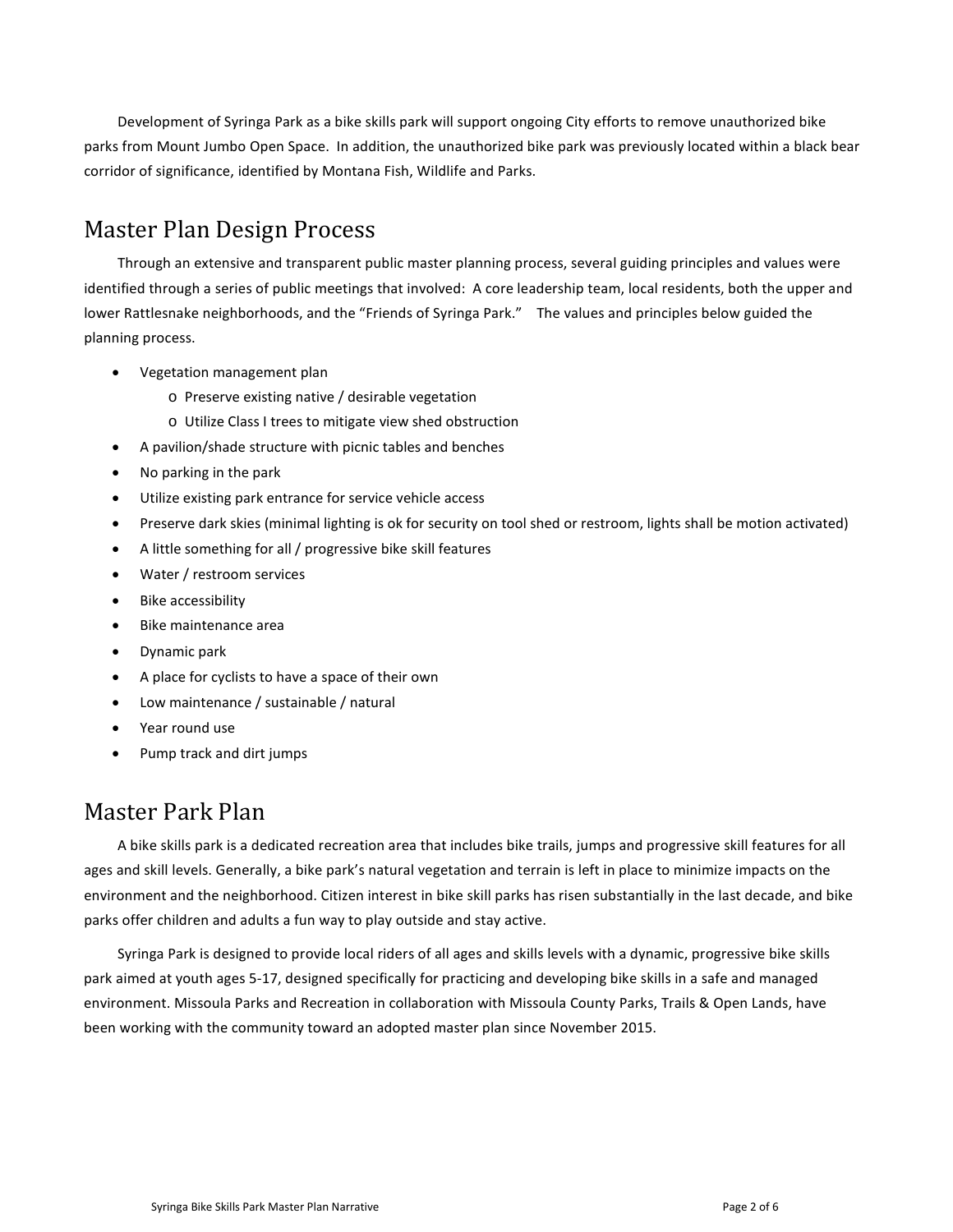Development of Syringa Park as a bike skills park will support ongoing City efforts to remove unauthorized bike parks from Mount Jumbo Open Space. In addition, the unauthorized bike park was previously located within a black bear corridor of significance, identified by Montana Fish, Wildlife and Parks.

## Master Plan Design Process

Through an extensive and transparent public master planning process, several guiding principles and values were identified through a series of public meetings that involved: A core leadership team, local residents, both the upper and lower Rattlesnake neighborhoods, and the "Friends of Syringa Park." The values and principles below guided the planning process.

- Vegetation management plan
  - Preserve existing native / desirable vegetation
  - Utilize Class I trees to mitigate view shed obstruction
- A pavilion/shade structure with picnic tables and benches
- No parking in the park
- Utilize existing park entrance for service vehicle access
- Preserve dark skies (minimal lighting is ok for security on tool shed or restroom, lights shall be motion activated)
- A little something for all / progressive bike skill features
- Water / restroom services
- Bike accessibility
- Bike maintenance area
- Dynamic park
- A place for cyclists to have a space of their own
- Low maintenance / sustainable / natural
- Year round use
- Pump track and dirt jumps

## Master Park Plan

A bike skills park is a dedicated recreation area that includes bike trails, jumps and progressive skill features for all ages and skill levels. Generally, a bike park's natural vegetation and terrain is left in place to minimize impacts on the environment and the neighborhood. Citizen interest in bike skill parks has risen substantially in the last decade, and bike parks offer children and adults a fun way to play outside and stay active.

Syringa Park is designed to provide local riders of all ages and skills levels with a dynamic, progressive bike skills park aimed at youth ages 5-17, designed specifically for practicing and developing bike skills in a safe and managed environment. Missoula Parks and Recreation in collaboration with Missoula County Parks, Trails & Open Lands, have been working with the community toward an adopted master plan since November 2015.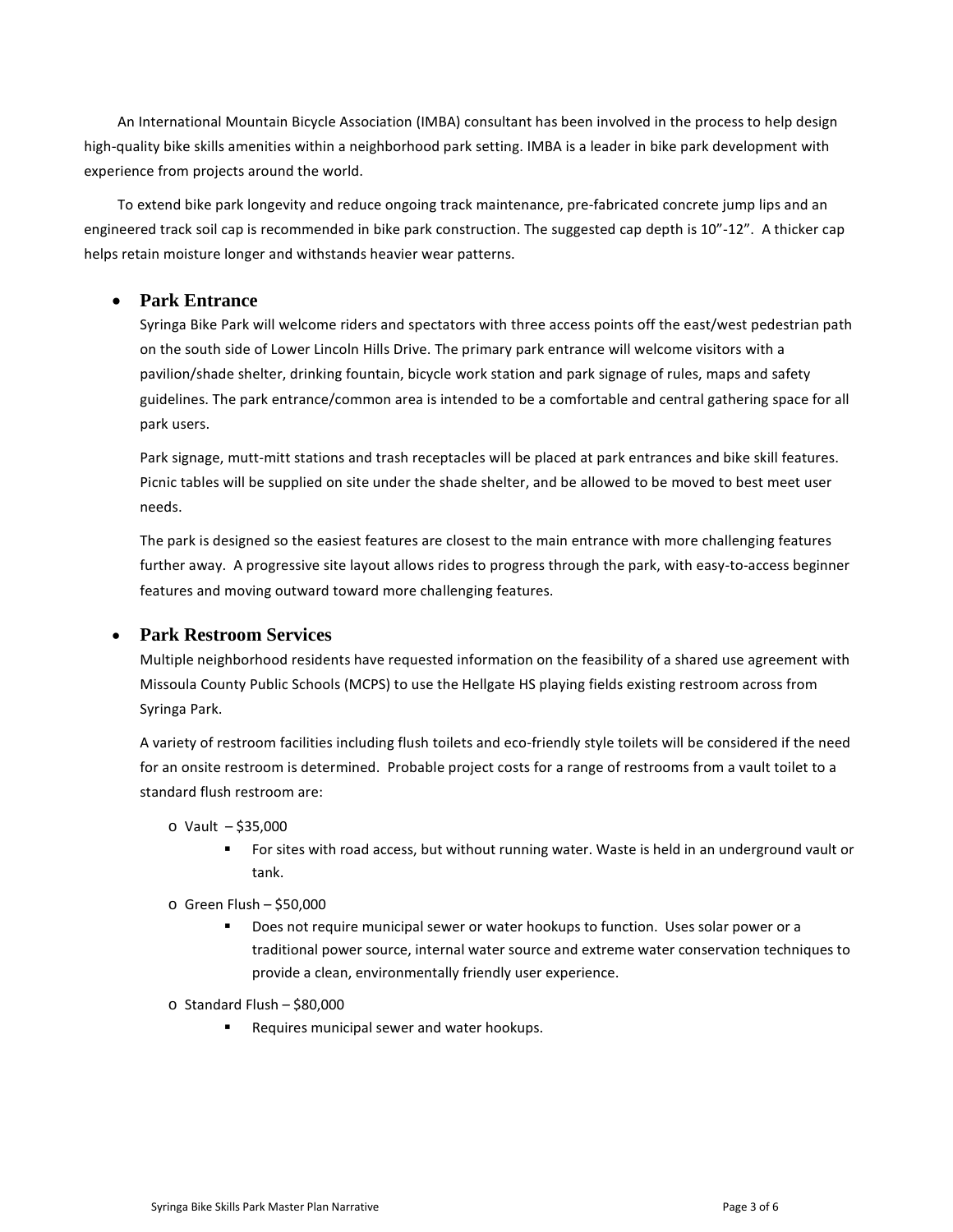An International Mountain Bicycle Association (IMBA) consultant has been involved in the process to help design high-quality bike skills amenities within a neighborhood park setting. IMBA is a leader in bike park development with experience from projects around the world.

To extend bike park longevity and reduce ongoing track maintenance, pre-fabricated concrete jump lips and an engineered track soil cap is recommended in bike park construction. The suggested cap depth is 10"-12". A thicker cap helps retain moisture longer and withstands heavier wear patterns.

- **Park Entrance**

  Syringa Bike Park will welcome riders and spectators with three access points off the east/west pedestrian path on the south side of Lower Lincoln Hills Drive. The primary park entrance will welcome visitors with a pavilion/shade shelter, drinking fountain, bicycle work station and park signage of rules, maps and safety guidelines. The park entrance/common area is intended to be a comfortable and central gathering space for all park users.

  Park signage, mutt-mitt stations and trash receptacles will be placed at park entrances and bike skill features. Picnic tables will be supplied on site under the shade shelter, and be allowed to be moved to best meet user needs.

  The park is designed so the easiest features are closest to the main entrance with more challenging features further away. A progressive site layout allows rides to progress through the park, with easy-to-access beginner features and moving outward toward more challenging features.

- **Park Restroom Services**

  Multiple neighborhood residents have requested information on the feasibility of a shared use agreement with Missoula County Public Schools (MCPS) to use the Hellgate HS playing fields existing restroom across from Syringa Park.

  A variety of restroom facilities including flush toilets and eco-friendly style toilets will be considered if the need for an onsite restroom is determined. Probable project costs for a range of restrooms from a vault toilet to a standard flush restroom are:

  - Vault – $35,000
    - For sites with road access, but without running water. Waste is held in an underground vault or tank.
  - Green Flush – $50,000
    - Does not require municipal sewer or water hookups to function. Uses solar power or a traditional power source, internal water source and extreme water conservation techniques to provide a clean, environmentally friendly user experience.
  - Standard Flush – $80,000
    - Requires municipal sewer and water hookups.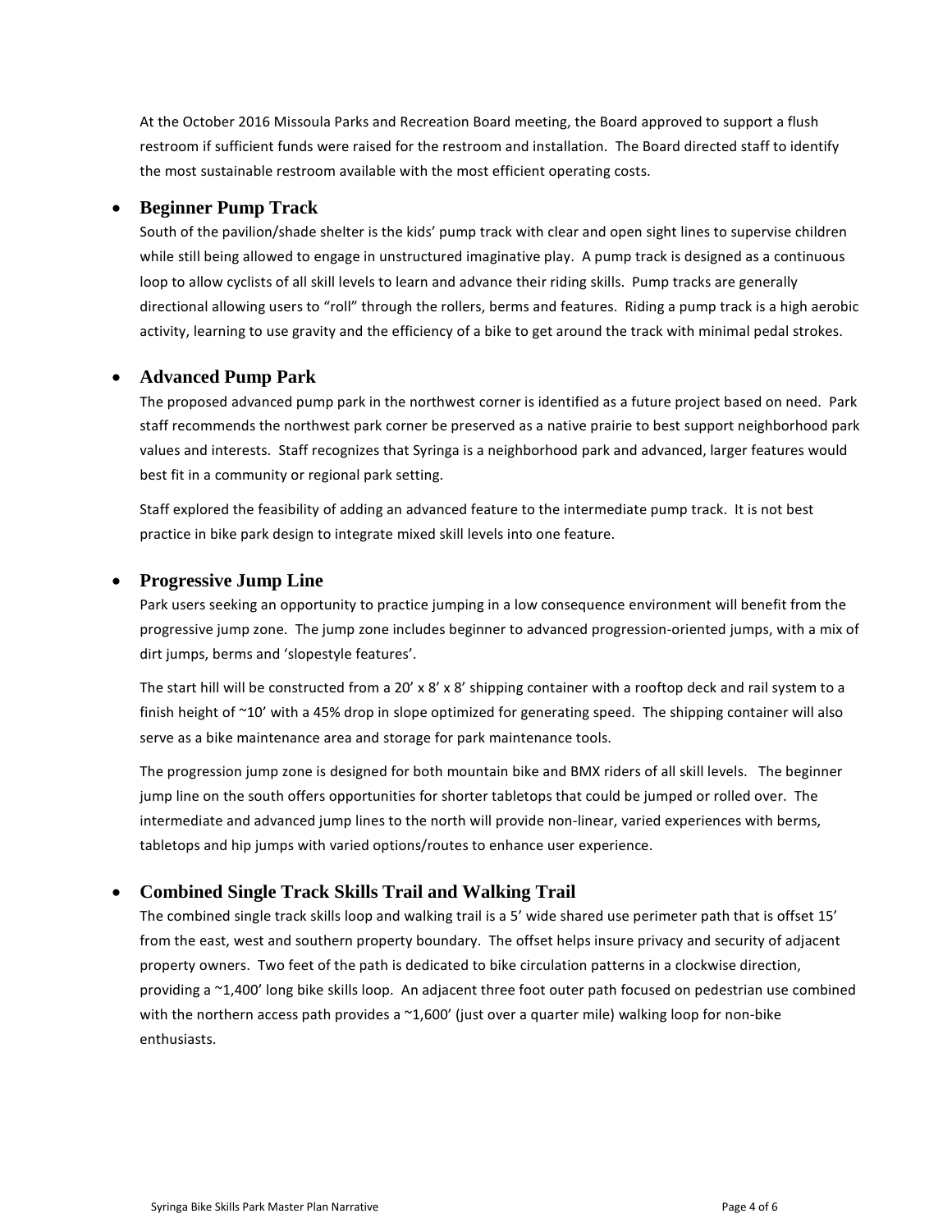At the October 2016 Missoula Parks and Recreation Board meeting, the Board approved to support a flush restroom if sufficient funds were raised for the restroom and installation. The Board directed staff to identify the most sustainable restroom available with the most efficient operating costs.

- **Beginner Pump Track**

  South of the pavilion/shade shelter is the kids' pump track with clear and open sight lines to supervise children while still being allowed to engage in unstructured imaginative play. A pump track is designed as a continuous loop to allow cyclists of all skill levels to learn and advance their riding skills. Pump tracks are generally directional allowing users to "roll" through the rollers, berms and features. Riding a pump track is a high aerobic activity, learning to use gravity and the efficiency of a bike to get around the track with minimal pedal strokes.

- **Advanced Pump Park**

  The proposed advanced pump park in the northwest corner is identified as a future project based on need. Park staff recommends the northwest park corner be preserved as a native prairie to best support neighborhood park values and interests. Staff recognizes that Syringa is a neighborhood park and advanced, larger features would best fit in a community or regional park setting.

  Staff explored the feasibility of adding an advanced feature to the intermediate pump track. It is not best practice in bike park design to integrate mixed skill levels into one feature.

- **Progressive Jump Line**

  Park users seeking an opportunity to practice jumping in a low consequence environment will benefit from the progressive jump zone. The jump zone includes beginner to advanced progression-oriented jumps, with a mix of dirt jumps, berms and 'slopestyle features'.

  The start hill will be constructed from a 20' x 8' x 8' shipping container with a rooftop deck and rail system to a finish height of ~10' with a 45% drop in slope optimized for generating speed. The shipping container will also serve as a bike maintenance area and storage for park maintenance tools.

  The progression jump zone is designed for both mountain bike and BMX riders of all skill levels. The beginner jump line on the south offers opportunities for shorter tabletops that could be jumped or rolled over. The intermediate and advanced jump lines to the north will provide non-linear, varied experiences with berms, tabletops and hip jumps with varied options/routes to enhance user experience.

- **Combined Single Track Skills Trail and Walking Trail**

  The combined single track skills loop and walking trail is a 5' wide shared use perimeter path that is offset 15' from the east, west and southern property boundary. The offset helps insure privacy and security of adjacent property owners. Two feet of the path is dedicated to bike circulation patterns in a clockwise direction, providing a ~1,400' long bike skills loop. An adjacent three foot outer path focused on pedestrian use combined with the northern access path provides a ~1,600' (just over a quarter mile) walking loop for non-bike enthusiasts.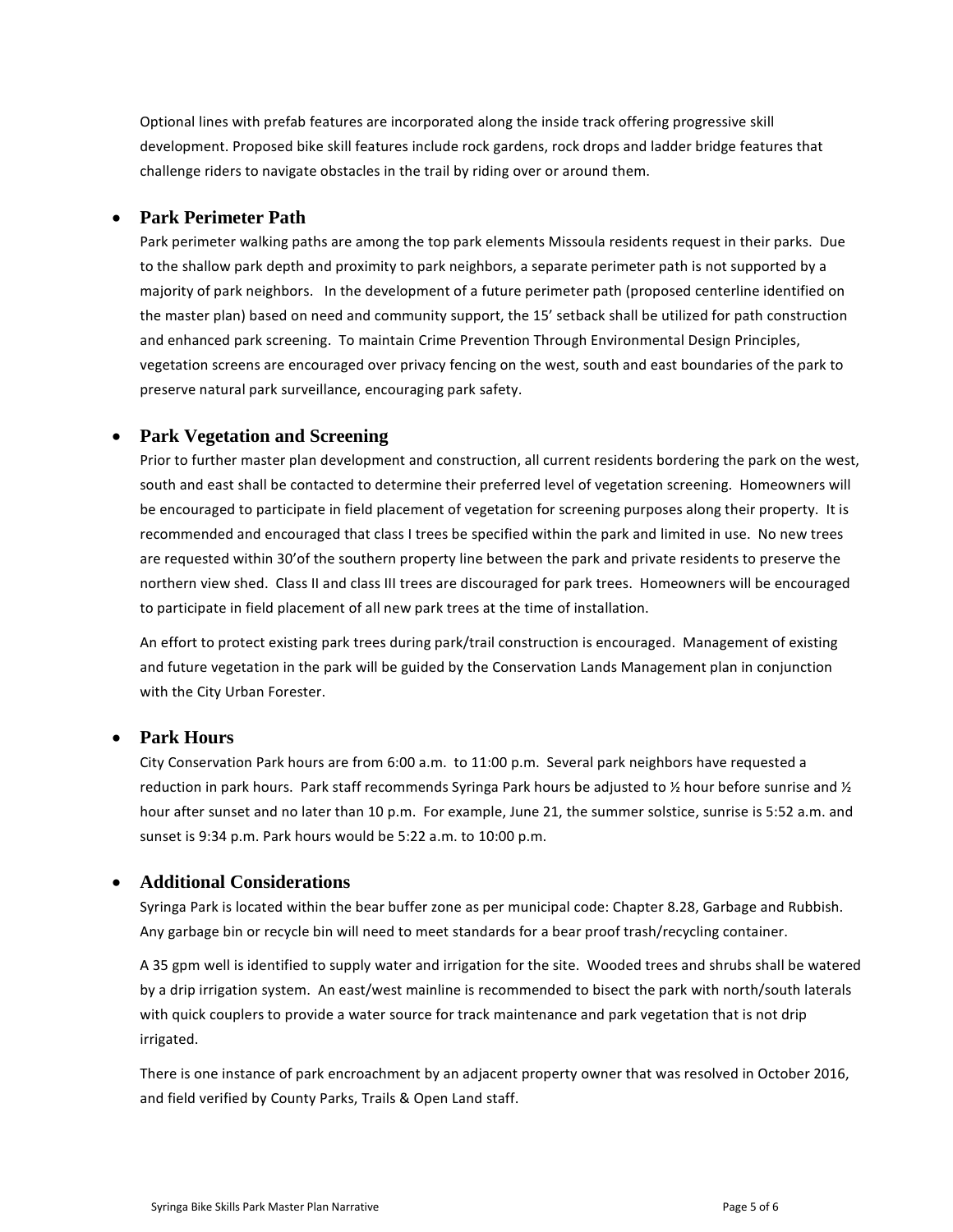Optional lines with prefab features are incorporated along the inside track offering progressive skill development. Proposed bike skill features include rock gardens, rock drops and ladder bridge features that challenge riders to navigate obstacles in the trail by riding over or around them.

- **Park Perimeter Path**

  Park perimeter walking paths are among the top park elements Missoula residents request in their parks. Due to the shallow park depth and proximity to park neighbors, a separate perimeter path is not supported by a majority of park neighbors. In the development of a future perimeter path (proposed centerline identified on the master plan) based on need and community support, the 15' setback shall be utilized for path construction and enhanced park screening. To maintain Crime Prevention Through Environmental Design Principles, vegetation screens are encouraged over privacy fencing on the west, south and east boundaries of the park to preserve natural park surveillance, encouraging park safety.

- **Park Vegetation and Screening**

  Prior to further master plan development and construction, all current residents bordering the park on the west, south and east shall be contacted to determine their preferred level of vegetation screening. Homeowners will be encouraged to participate in field placement of vegetation for screening purposes along their property. It is recommended and encouraged that class I trees be specified within the park and limited in use. No new trees are requested within 30'of the southern property line between the park and private residents to preserve the northern view shed. Class II and class III trees are discouraged for park trees. Homeowners will be encouraged to participate in field placement of all new park trees at the time of installation.

  An effort to protect existing park trees during park/trail construction is encouraged. Management of existing and future vegetation in the park will be guided by the Conservation Lands Management plan in conjunction with the City Urban Forester.

- **Park Hours**

  City Conservation Park hours are from 6:00 a.m. to 11:00 p.m. Several park neighbors have requested a reduction in park hours. Park staff recommends Syringa Park hours be adjusted to ½ hour before sunrise and ½ hour after sunset and no later than 10 p.m. For example, June 21, the summer solstice, sunrise is 5:52 a.m. and sunset is 9:34 p.m. Park hours would be 5:22 a.m. to 10:00 p.m.

- **Additional Considerations**

  Syringa Park is located within the bear buffer zone as per municipal code: Chapter 8.28, Garbage and Rubbish. Any garbage bin or recycle bin will need to meet standards for a bear proof trash/recycling container.

  A 35 gpm well is identified to supply water and irrigation for the site. Wooded trees and shrubs shall be watered by a drip irrigation system. An east/west mainline is recommended to bisect the park with north/south laterals with quick couplers to provide a water source for track maintenance and park vegetation that is not drip irrigated.

  There is one instance of park encroachment by an adjacent property owner that was resolved in October 2016, and field verified by County Parks, Trails & Open Land staff.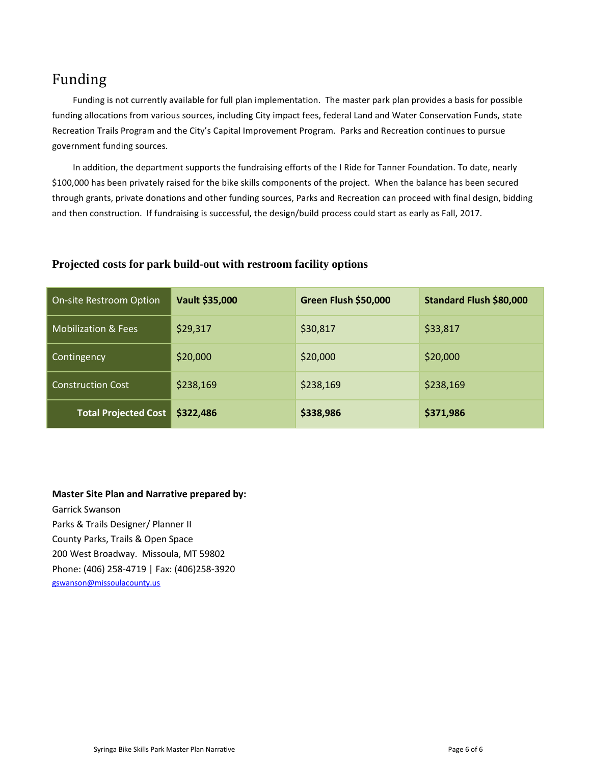# Funding

Funding is not currently available for full plan implementation. The master park plan provides a basis for possible funding allocations from various sources, including City impact fees, federal Land and Water Conservation Funds, state Recreation Trails Program and the City's Capital Improvement Program. Parks and Recreation continues to pursue government funding sources.

In addition, the department supports the fundraising efforts of the I Ride for Tanner Foundation. To date, nearly $100,000 has been privately raised for the bike skills components of the project. When the balance has been secured through grants, private donations and other funding sources, Parks and Recreation can proceed with final design, bidding and then construction. If fundraising is successful, the design/build process could start as early as Fall, 2017.

### Projected costs for park build-out with restroom facility options

| On-site Restroom Option | **Vault $35,000** | **Green Flush $50,000** | **Standard Flush $80,000** |
|---|---|---|---|
| Mobilization & Fees | $29,317 | $30,817 | $33,817 |
| Contingency | $20,000 | $20,000 | $20,000 |
| Construction Cost | $238,169 | $238,169 | $238,169 |
| **Total Projected Cost** | **$322,486** | **$338,986** | **$371,986** |

**Master Site Plan and Narrative prepared by:**
Garrick Swanson
Parks & Trails Designer/ Planner II
County Parks, Trails & Open Space
200 West Broadway. Missoula, MT 59802
Phone: (406) 258-4719 | Fax: (406)258-3920
gswanson@missoulacounty.us